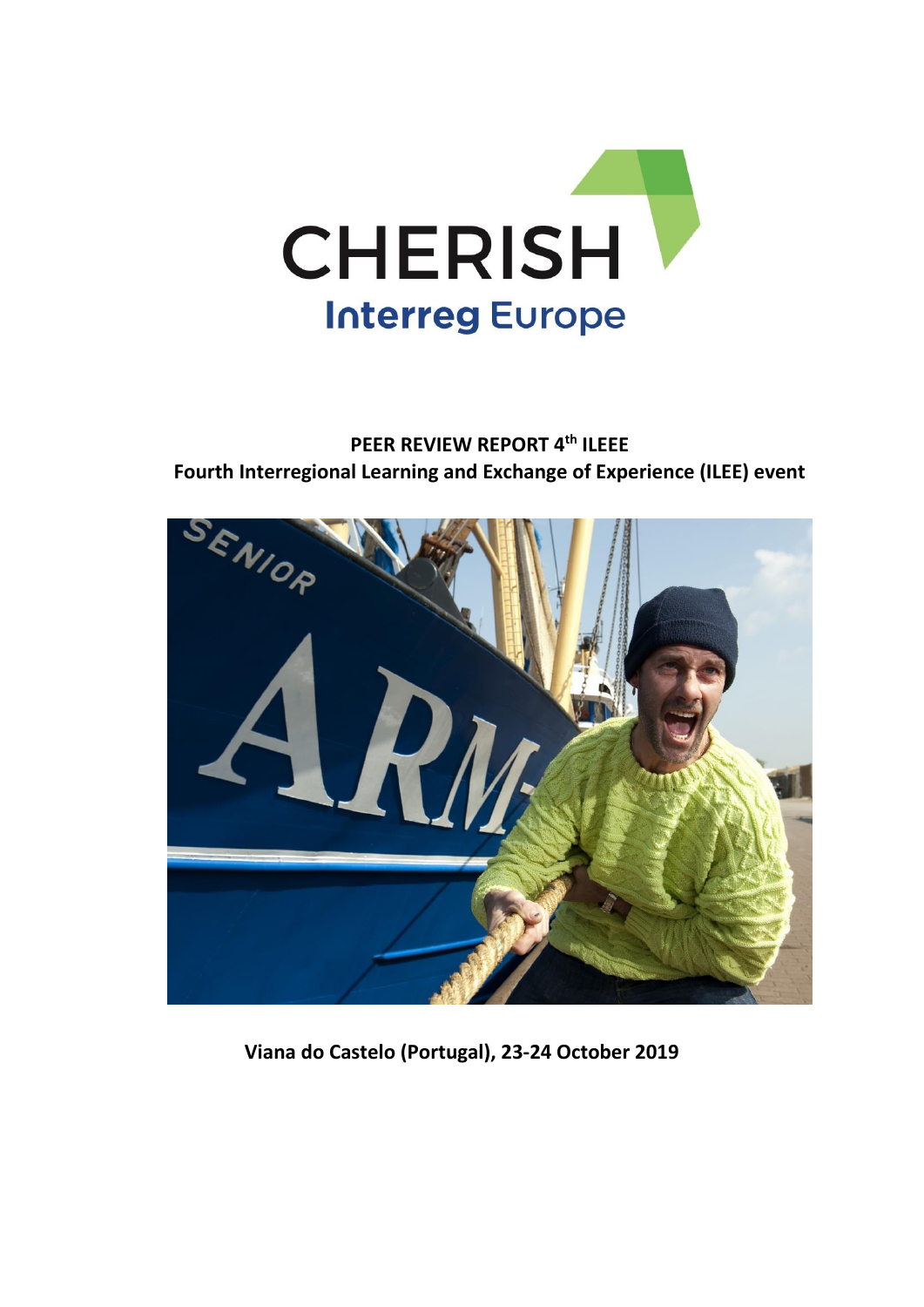CHERISH

Interreg Europe

**PEER REVIEW REPORT 4th ILEEE**

**Fourth Interregional Learning and Exchange of Experience (ILEE) event**

**Viana do Castelo (Portugal), 23-24 October 2019**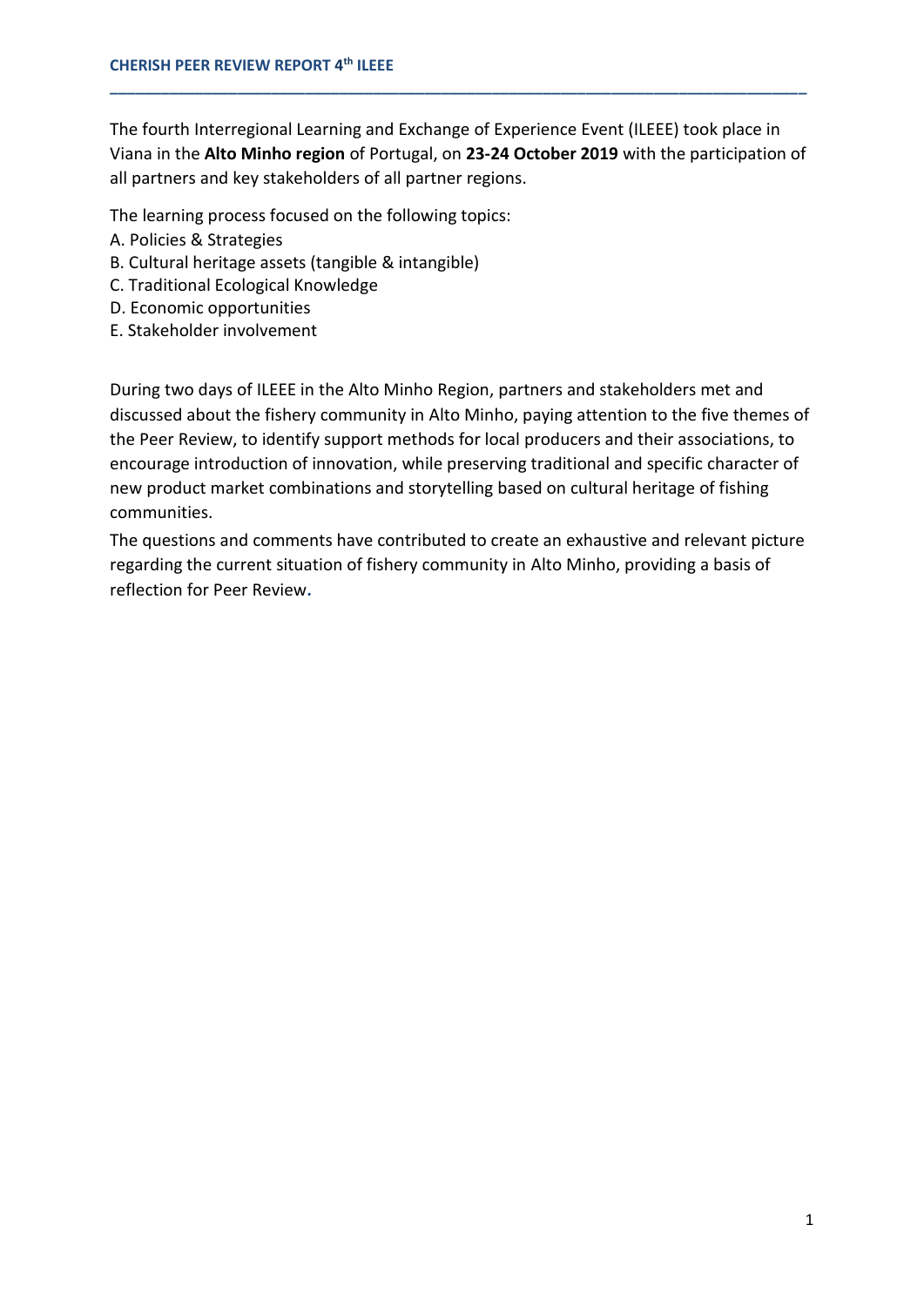The fourth Interregional Learning and Exchange of Experience Event (ILEEE) took place in Viana in the **Alto Minho region** of Portugal, on **23-24 October 2019** with the participation of all partners and key stakeholders of all partner regions.

The learning process focused on the following topics:

A. Policies & Strategies
B. Cultural heritage assets (tangible & intangible)
C. Traditional Ecological Knowledge
D. Economic opportunities
E. Stakeholder involvement

During two days of ILEEE in the Alto Minho Region, partners and stakeholders met and discussed about the fishery community in Alto Minho, paying attention to the five themes of the Peer Review, to identify support methods for local producers and their associations, to encourage introduction of innovation, while preserving traditional and specific character of new product market combinations and storytelling based on cultural heritage of fishing communities.

The questions and comments have contributed to create an exhaustive and relevant picture regarding the current situation of fishery community in Alto Minho, providing a basis of reflection for Peer Review.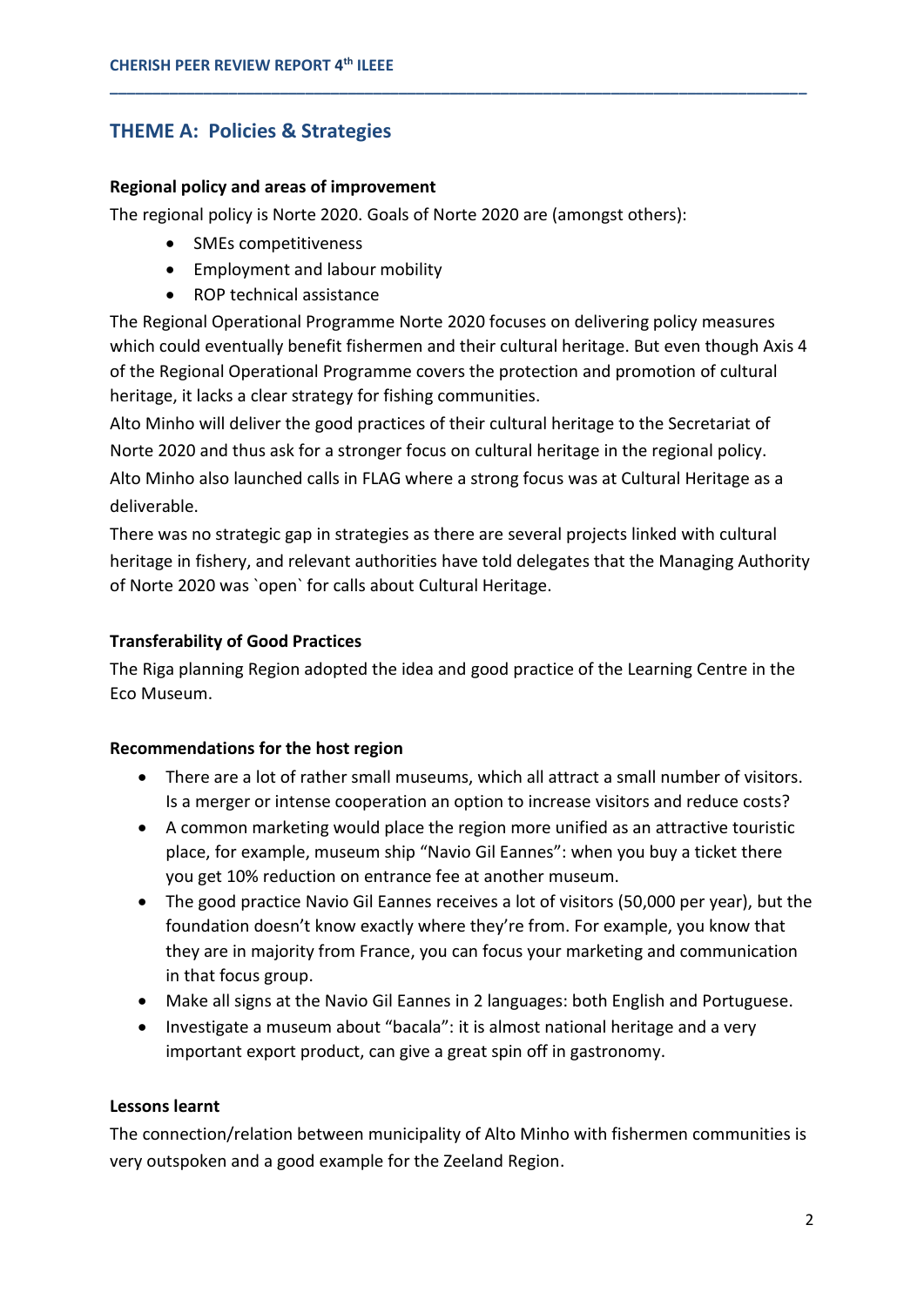## THEME A: Policies & Strategies

**Regional policy and areas of improvement**

The regional policy is Norte 2020. Goals of Norte 2020 are (amongst others):

- SMEs competitiveness
- Employment and labour mobility
- ROP technical assistance

The Regional Operational Programme Norte 2020 focuses on delivering policy measures which could eventually benefit fishermen and their cultural heritage. But even though Axis 4 of the Regional Operational Programme covers the protection and promotion of cultural heritage, it lacks a clear strategy for fishing communities.

Alto Minho will deliver the good practices of their cultural heritage to the Secretariat of Norte 2020 and thus ask for a stronger focus on cultural heritage in the regional policy.

Alto Minho also launched calls in FLAG where a strong focus was at Cultural Heritage as a deliverable.

There was no strategic gap in strategies as there are several projects linked with cultural heritage in fishery, and relevant authorities have told delegates that the Managing Authority of Norte 2020 was `open` for calls about Cultural Heritage.

**Transferability of Good Practices**

The Riga planning Region adopted the idea and good practice of the Learning Centre in the Eco Museum.

**Recommendations for the host region**

- There are a lot of rather small museums, which all attract a small number of visitors. Is a merger or intense cooperation an option to increase visitors and reduce costs?
- A common marketing would place the region more unified as an attractive touristic place, for example, museum ship "Navio Gil Eannes": when you buy a ticket there you get 10% reduction on entrance fee at another museum.
- The good practice Navio Gil Eannes receives a lot of visitors (50,000 per year), but the foundation doesn't know exactly where they're from. For example, you know that they are in majority from France, you can focus your marketing and communication in that focus group.
- Make all signs at the Navio Gil Eannes in 2 languages: both English and Portuguese.
- Investigate a museum about "bacala": it is almost national heritage and a very important export product, can give a great spin off in gastronomy.

**Lessons learnt**

The connection/relation between municipality of Alto Minho with fishermen communities is very outspoken and a good example for the Zeeland Region.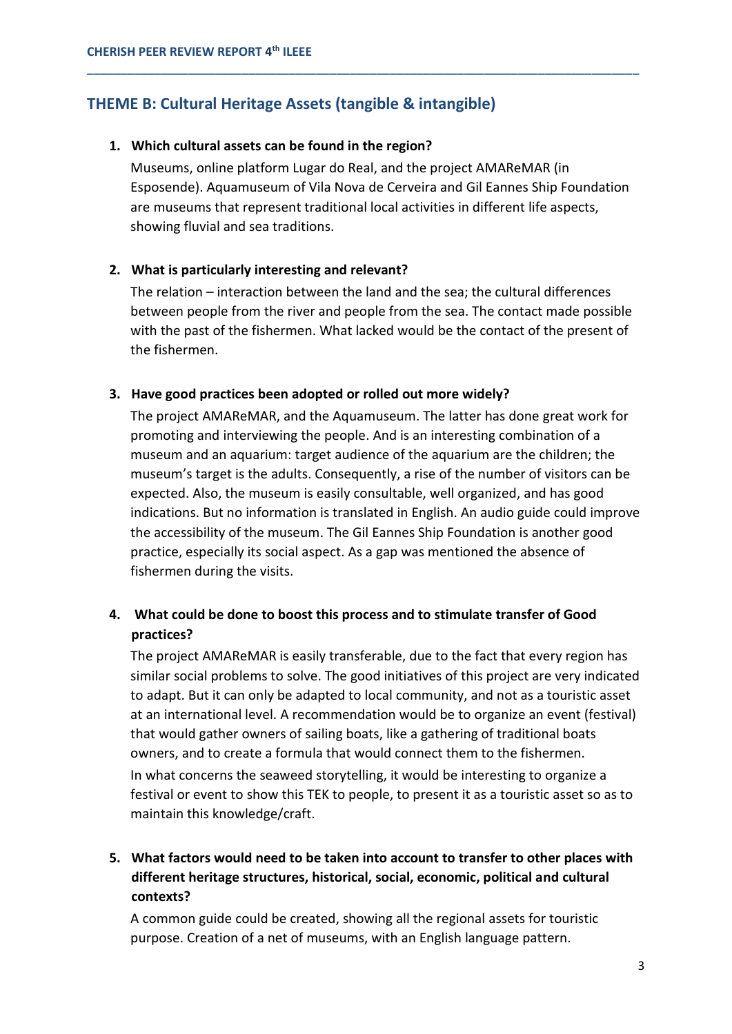## THEME B: Cultural Heritage Assets (tangible & intangible)

1. **Which cultural assets can be found in the region?**

   Museums, online platform Lugar do Real, and the project AMAReMAR (in Esposende). Aquamuseum of Vila Nova de Cerveira and Gil Eannes Ship Foundation are museums that represent traditional local activities in different life aspects, showing fluvial and sea traditions.

2. **What is particularly interesting and relevant?**

   The relation – interaction between the land and the sea; the cultural differences between people from the river and people from the sea. The contact made possible with the past of the fishermen. What lacked would be the contact of the present of the fishermen.

3. **Have good practices been adopted or rolled out more widely?**

   The project AMAReMAR, and the Aquamuseum. The latter has done great work for promoting and interviewing the people. And is an interesting combination of a museum and an aquarium: target audience of the aquarium are the children; the museum's target is the adults. Consequently, a rise of the number of visitors can be expected. Also, the museum is easily consultable, well organized, and has good indications. But no information is translated in English. An audio guide could improve the accessibility of the museum. The Gil Eannes Ship Foundation is another good practice, especially its social aspect. As a gap was mentioned the absence of fishermen during the visits.

4. **What could be done to boost this process and to stimulate transfer of Good practices?**

   The project AMAReMAR is easily transferable, due to the fact that every region has similar social problems to solve. The good initiatives of this project are very indicated to adapt. But it can only be adapted to local community, and not as a touristic asset at an international level. A recommendation would be to organize an event (festival) that would gather owners of sailing boats, like a gathering of traditional boats owners, and to create a formula that would connect them to the fishermen.

   In what concerns the seaweed storytelling, it would be interesting to organize a festival or event to show this TEK to people, to present it as a touristic asset so as to maintain this knowledge/craft.

5. **What factors would need to be taken into account to transfer to other places with different heritage structures, historical, social, economic, political and cultural contexts?**

   A common guide could be created, showing all the regional assets for touristic purpose. Creation of a net of museums, with an English language pattern.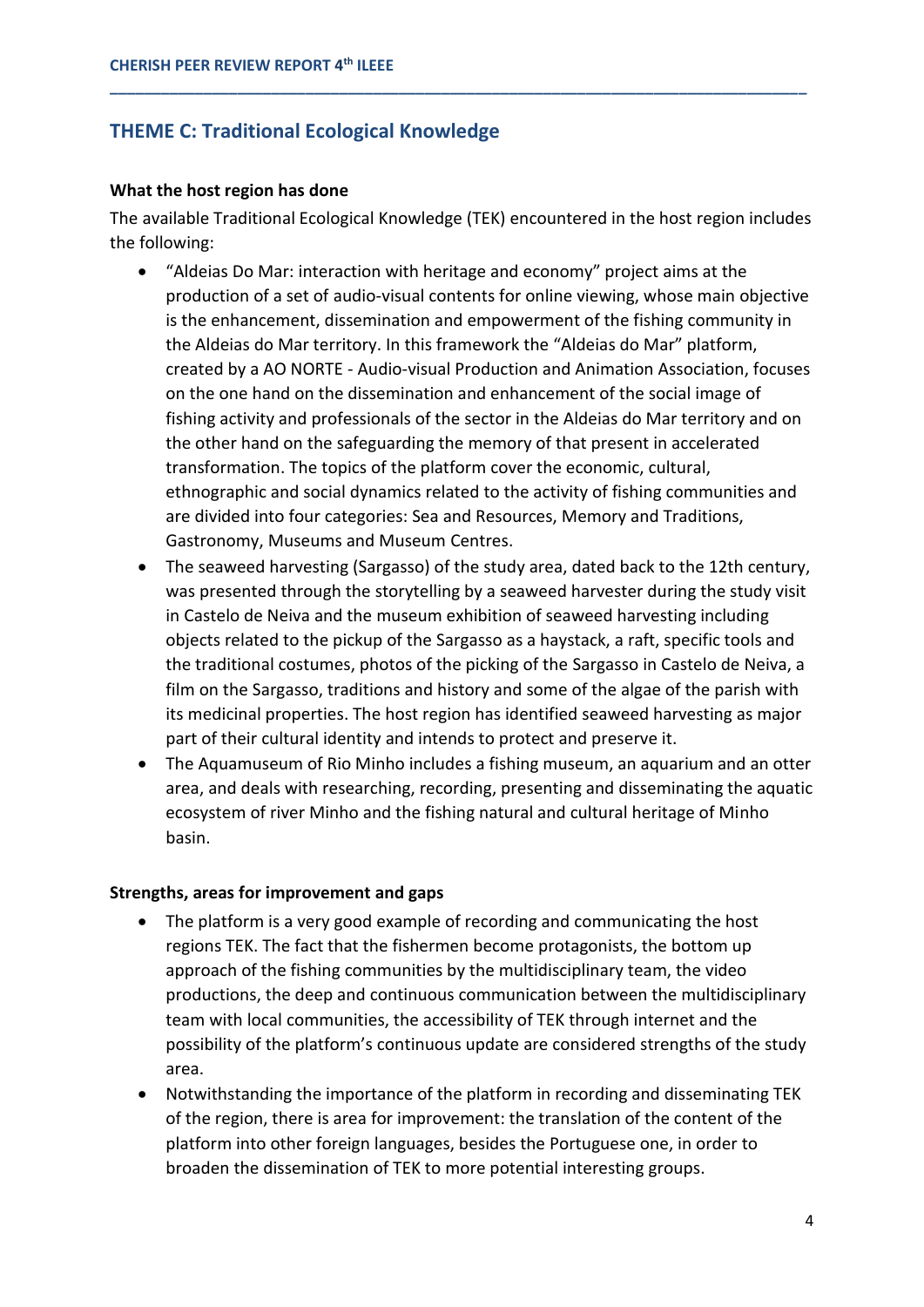## THEME C: Traditional Ecological Knowledge

**What the host region has done**

The available Traditional Ecological Knowledge (TEK) encountered in the host region includes the following:

- "Aldeias Do Mar: interaction with heritage and economy" project aims at the production of a set of audio-visual contents for online viewing, whose main objective is the enhancement, dissemination and empowerment of the fishing community in the Aldeias do Mar territory. In this framework the "Aldeias do Mar" platform, created by a AO NORTE - Audio-visual Production and Animation Association, focuses on the one hand on the dissemination and enhancement of the social image of fishing activity and professionals of the sector in the Aldeias do Mar territory and on the other hand on the safeguarding the memory of that present in accelerated transformation. The topics of the platform cover the economic, cultural, ethnographic and social dynamics related to the activity of fishing communities and are divided into four categories: Sea and Resources, Memory and Traditions, Gastronomy, Museums and Museum Centres.
- The seaweed harvesting (Sargasso) of the study area, dated back to the 12th century, was presented through the storytelling by a seaweed harvester during the study visit in Castelo de Neiva and the museum exhibition of seaweed harvesting including objects related to the pickup of the Sargasso as a haystack, a raft, specific tools and the traditional costumes, photos of the picking of the Sargasso in Castelo de Neiva, a film on the Sargasso, traditions and history and some of the algae of the parish with its medicinal properties. The host region has identified seaweed harvesting as major part of their cultural identity and intends to protect and preserve it.
- The Aquamuseum of Rio Minho includes a fishing museum, an aquarium and an otter area, and deals with researching, recording, presenting and disseminating the aquatic ecosystem of river Minho and the fishing natural and cultural heritage of Minho basin.

**Strengths, areas for improvement and gaps**

- The platform is a very good example of recording and communicating the host regions TEK. The fact that the fishermen become protagonists, the bottom up approach of the fishing communities by the multidisciplinary team, the video productions, the deep and continuous communication between the multidisciplinary team with local communities, the accessibility of TEK through internet and the possibility of the platform's continuous update are considered strengths of the study area.
- Notwithstanding the importance of the platform in recording and disseminating TEK of the region, there is area for improvement: the translation of the content of the platform into other foreign languages, besides the Portuguese one, in order to broaden the dissemination of TEK to more potential interesting groups.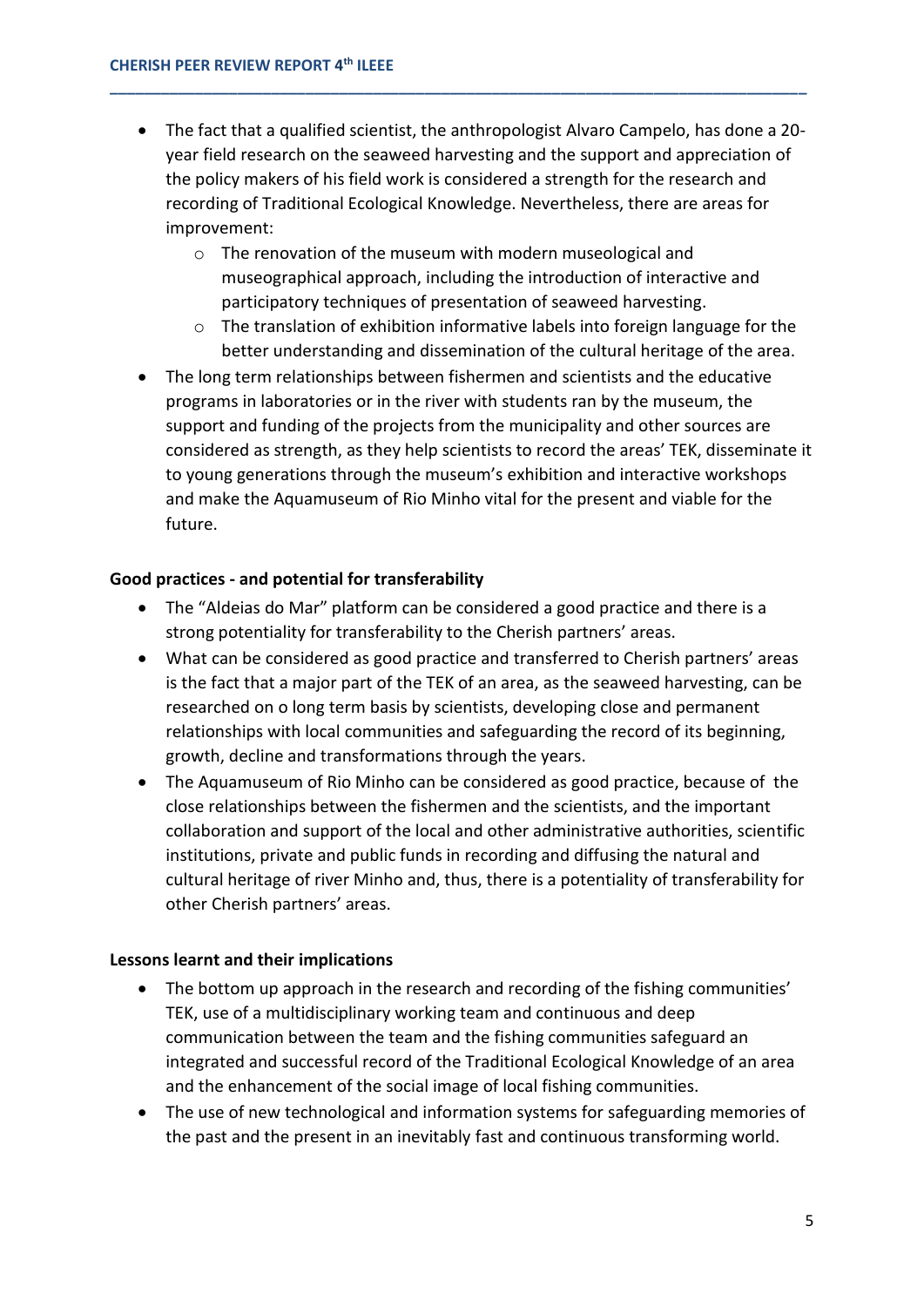- The fact that a qualified scientist, the anthropologist Alvaro Campelo, has done a 20-year field research on the seaweed harvesting and the support and appreciation of the policy makers of his field work is considered a strength for the research and recording of Traditional Ecological Knowledge. Nevertheless, there are areas for improvement:
    - The renovation of the museum with modern museological and museographical approach, including the introduction of interactive and participatory techniques of presentation of seaweed harvesting.
    - The translation of exhibition informative labels into foreign language for the better understanding and dissemination of the cultural heritage of the area.
- The long term relationships between fishermen and scientists and the educative programs in laboratories or in the river with students ran by the museum, the support and funding of the projects from the municipality and other sources are considered as strength, as they help scientists to record the areas' TEK, disseminate it to young generations through the museum's exhibition and interactive workshops and make the Aquamuseum of Rio Minho vital for the present and viable for the future.

**Good practices - and potential for transferability**

- The "Aldeias do Mar" platform can be considered a good practice and there is a strong potentiality for transferability to the Cherish partners' areas.
- What can be considered as good practice and transferred to Cherish partners' areas is the fact that a major part of the TEK of an area, as the seaweed harvesting, can be researched on o long term basis by scientists, developing close and permanent relationships with local communities and safeguarding the record of its beginning, growth, decline and transformations through the years.
- The Aquamuseum of Rio Minho can be considered as good practice, because of the close relationships between the fishermen and the scientists, and the important collaboration and support of the local and other administrative authorities, scientific institutions, private and public funds in recording and diffusing the natural and cultural heritage of river Minho and, thus, there is a potentiality of transferability for other Cherish partners' areas.

**Lessons learnt and their implications**

- The bottom up approach in the research and recording of the fishing communities' TEK, use of a multidisciplinary working team and continuous and deep communication between the team and the fishing communities safeguard an integrated and successful record of the Traditional Ecological Knowledge of an area and the enhancement of the social image of local fishing communities.
- The use of new technological and information systems for safeguarding memories of the past and the present in an inevitably fast and continuous transforming world.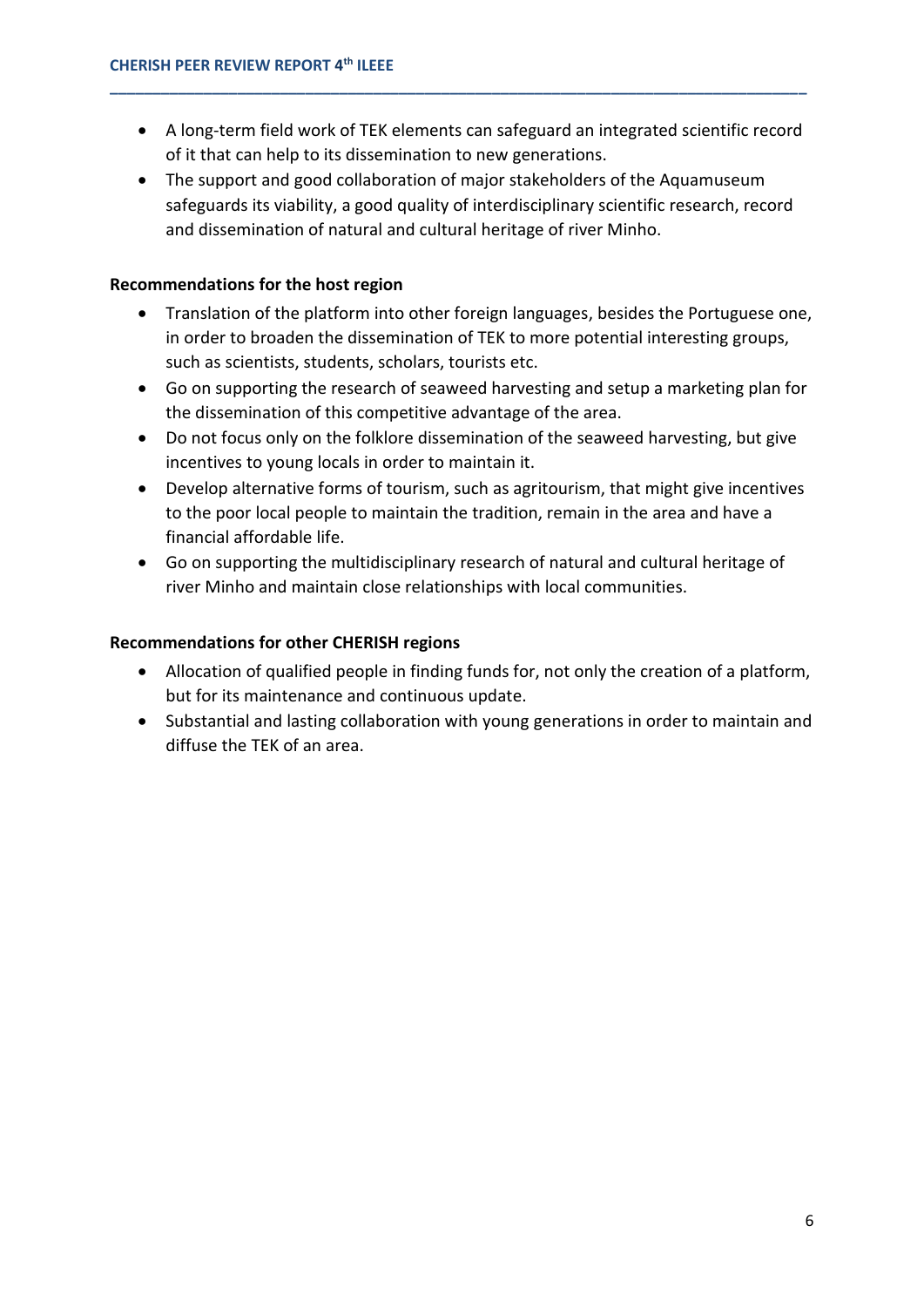- A long-term field work of TEK elements can safeguard an integrated scientific record of it that can help to its dissemination to new generations.
- The support and good collaboration of major stakeholders of the Aquamuseum safeguards its viability, a good quality of interdisciplinary scientific research, record and dissemination of natural and cultural heritage of river Minho.

**Recommendations for the host region**

- Translation of the platform into other foreign languages, besides the Portuguese one, in order to broaden the dissemination of TEK to more potential interesting groups, such as scientists, students, scholars, tourists etc.
- Go on supporting the research of seaweed harvesting and setup a marketing plan for the dissemination of this competitive advantage of the area.
- Do not focus only on the folklore dissemination of the seaweed harvesting, but give incentives to young locals in order to maintain it.
- Develop alternative forms of tourism, such as agritourism, that might give incentives to the poor local people to maintain the tradition, remain in the area and have a financial affordable life.
- Go on supporting the multidisciplinary research of natural and cultural heritage of river Minho and maintain close relationships with local communities.

**Recommendations for other CHERISH regions**

- Allocation of qualified people in finding funds for, not only the creation of a platform, but for its maintenance and continuous update.
- Substantial and lasting collaboration with young generations in order to maintain and diffuse the TEK of an area.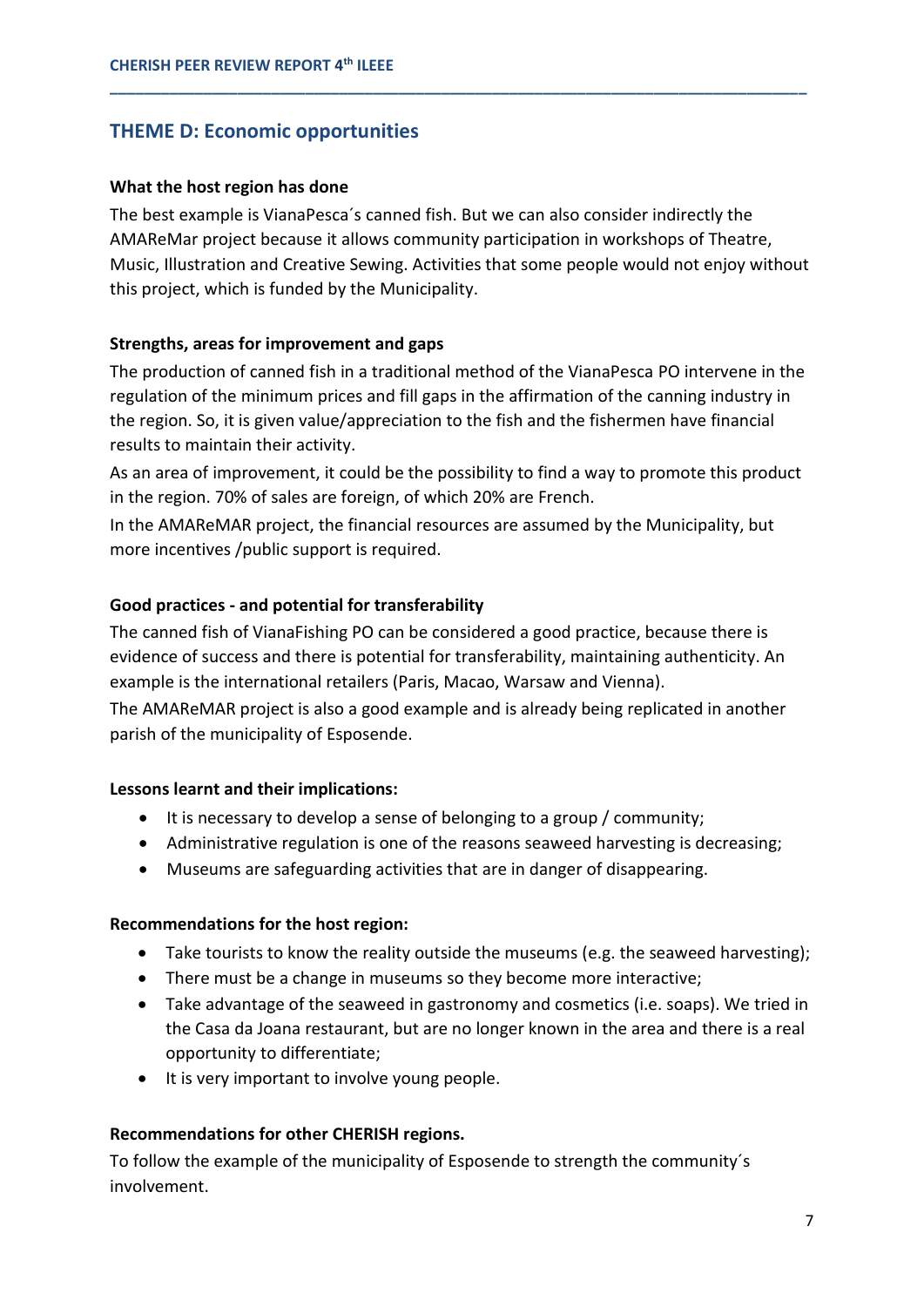## THEME D: Economic opportunities

**What the host region has done**

The best example is VianaPesca´s canned fish. But we can also consider indirectly the AMAReMar project because it allows community participation in workshops of Theatre, Music, Illustration and Creative Sewing. Activities that some people would not enjoy without this project, which is funded by the Municipality.

**Strengths, areas for improvement and gaps**

The production of canned fish in a traditional method of the VianaPesca PO intervene in the regulation of the minimum prices and fill gaps in the affirmation of the canning industry in the region. So, it is given value/appreciation to the fish and the fishermen have financial results to maintain their activity.

As an area of improvement, it could be the possibility to find a way to promote this product in the region. 70% of sales are foreign, of which 20% are French.

In the AMAReMAR project, the financial resources are assumed by the Municipality, but more incentives /public support is required.

**Good practices - and potential for transferability**

The canned fish of VianaFishing PO can be considered a good practice, because there is evidence of success and there is potential for transferability, maintaining authenticity. An example is the international retailers (Paris, Macao, Warsaw and Vienna).

The AMAReMAR project is also a good example and is already being replicated in another parish of the municipality of Esposende.

**Lessons learnt and their implications:**

- It is necessary to develop a sense of belonging to a group / community;
- Administrative regulation is one of the reasons seaweed harvesting is decreasing;
- Museums are safeguarding activities that are in danger of disappearing.

**Recommendations for the host region:**

- Take tourists to know the reality outside the museums (e.g. the seaweed harvesting);
- There must be a change in museums so they become more interactive;
- Take advantage of the seaweed in gastronomy and cosmetics (i.e. soaps). We tried in the Casa da Joana restaurant, but are no longer known in the area and there is a real opportunity to differentiate;
- It is very important to involve young people.

**Recommendations for other CHERISH regions.**

To follow the example of the municipality of Esposende to strength the community´s involvement.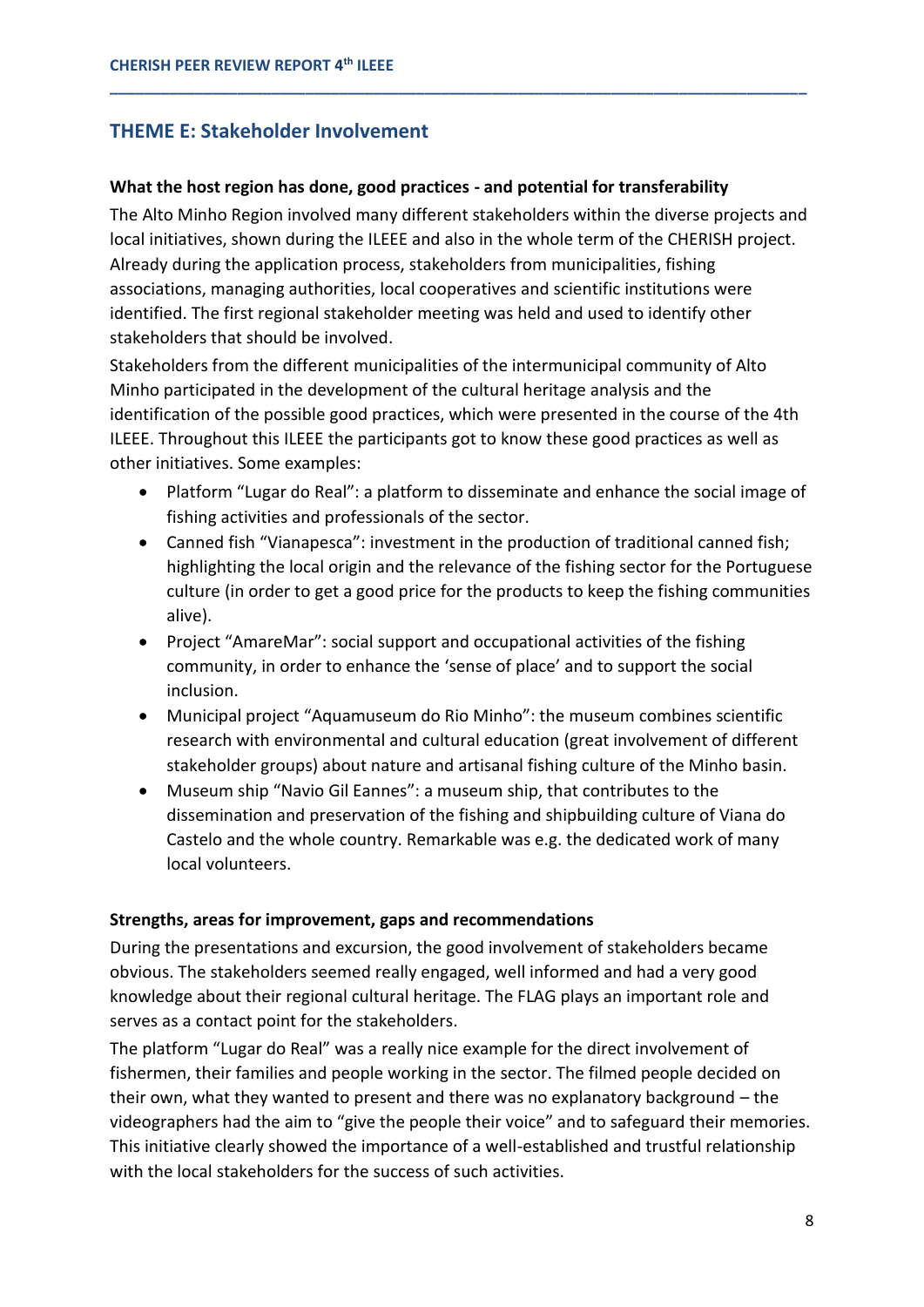## THEME E: Stakeholder Involvement

### What the host region has done, good practices - and potential for transferability

The Alto Minho Region involved many different stakeholders within the diverse projects and local initiatives, shown during the ILEEE and also in the whole term of the CHERISH project. Already during the application process, stakeholders from municipalities, fishing associations, managing authorities, local cooperatives and scientific institutions were identified. The first regional stakeholder meeting was held and used to identify other stakeholders that should be involved.

Stakeholders from the different municipalities of the intermunicipal community of Alto Minho participated in the development of the cultural heritage analysis and the identification of the possible good practices, which were presented in the course of the 4th ILEEE. Throughout this ILEEE the participants got to know these good practices as well as other initiatives. Some examples:

- Platform "Lugar do Real": a platform to disseminate and enhance the social image of fishing activities and professionals of the sector.
- Canned fish "Vianapesca": investment in the production of traditional canned fish; highlighting the local origin and the relevance of the fishing sector for the Portuguese culture (in order to get a good price for the products to keep the fishing communities alive).
- Project "AmareMar": social support and occupational activities of the fishing community, in order to enhance the 'sense of place' and to support the social inclusion.
- Municipal project "Aquamuseum do Rio Minho": the museum combines scientific research with environmental and cultural education (great involvement of different stakeholder groups) about nature and artisanal fishing culture of the Minho basin.
- Museum ship "Navio Gil Eannes": a museum ship, that contributes to the dissemination and preservation of the fishing and shipbuilding culture of Viana do Castelo and the whole country. Remarkable was e.g. the dedicated work of many local volunteers.

### Strengths, areas for improvement, gaps and recommendations

During the presentations and excursion, the good involvement of stakeholders became obvious. The stakeholders seemed really engaged, well informed and had a very good knowledge about their regional cultural heritage. The FLAG plays an important role and serves as a contact point for the stakeholders.

The platform "Lugar do Real" was a really nice example for the direct involvement of fishermen, their families and people working in the sector. The filmed people decided on their own, what they wanted to present and there was no explanatory background – the videographers had the aim to "give the people their voice" and to safeguard their memories. This initiative clearly showed the importance of a well-established and trustful relationship with the local stakeholders for the success of such activities.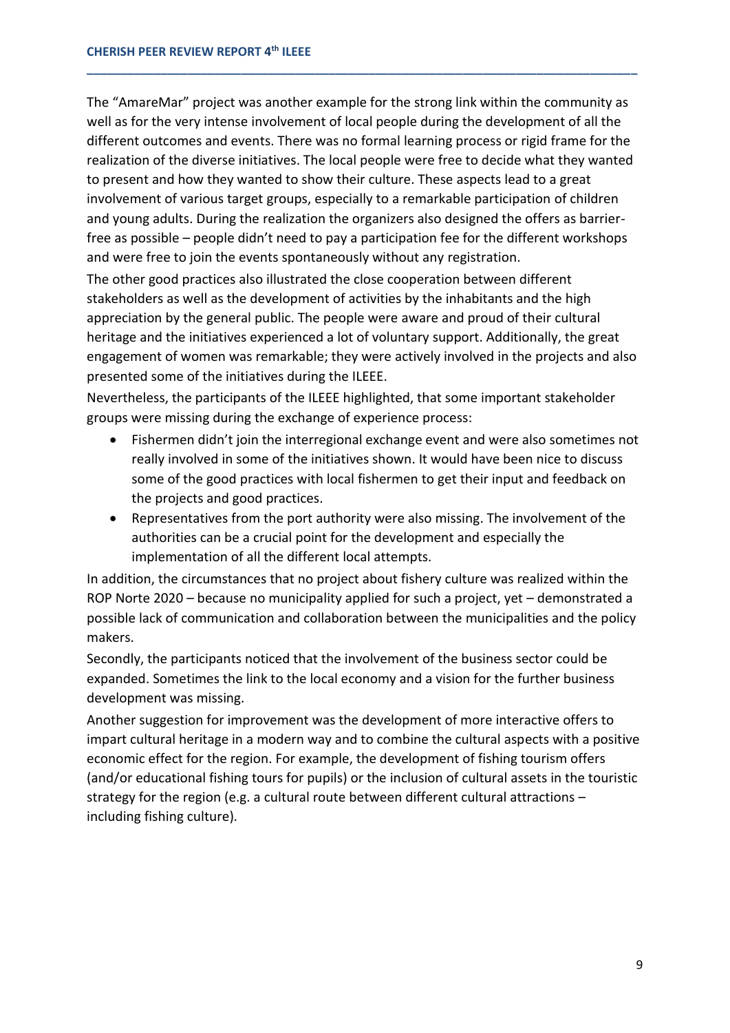The "AmareMar" project was another example for the strong link within the community as well as for the very intense involvement of local people during the development of all the different outcomes and events. There was no formal learning process or rigid frame for the realization of the diverse initiatives. The local people were free to decide what they wanted to present and how they wanted to show their culture. These aspects lead to a great involvement of various target groups, especially to a remarkable participation of children and young adults. During the realization the organizers also designed the offers as barrier-free as possible – people didn't need to pay a participation fee for the different workshops and were free to join the events spontaneously without any registration.

The other good practices also illustrated the close cooperation between different stakeholders as well as the development of activities by the inhabitants and the high appreciation by the general public. The people were aware and proud of their cultural heritage and the initiatives experienced a lot of voluntary support. Additionally, the great engagement of women was remarkable; they were actively involved in the projects and also presented some of the initiatives during the ILEEE.

Nevertheless, the participants of the ILEEE highlighted, that some important stakeholder groups were missing during the exchange of experience process:

- Fishermen didn't join the interregional exchange event and were also sometimes not really involved in some of the initiatives shown. It would have been nice to discuss some of the good practices with local fishermen to get their input and feedback on the projects and good practices.
- Representatives from the port authority were also missing. The involvement of the authorities can be a crucial point for the development and especially the implementation of all the different local attempts.

In addition, the circumstances that no project about fishery culture was realized within the ROP Norte 2020 – because no municipality applied for such a project, yet – demonstrated a possible lack of communication and collaboration between the municipalities and the policy makers.

Secondly, the participants noticed that the involvement of the business sector could be expanded. Sometimes the link to the local economy and a vision for the further business development was missing.

Another suggestion for improvement was the development of more interactive offers to impart cultural heritage in a modern way and to combine the cultural aspects with a positive economic effect for the region. For example, the development of fishing tourism offers (and/or educational fishing tours for pupils) or the inclusion of cultural assets in the touristic strategy for the region (e.g. a cultural route between different cultural attractions – including fishing culture).